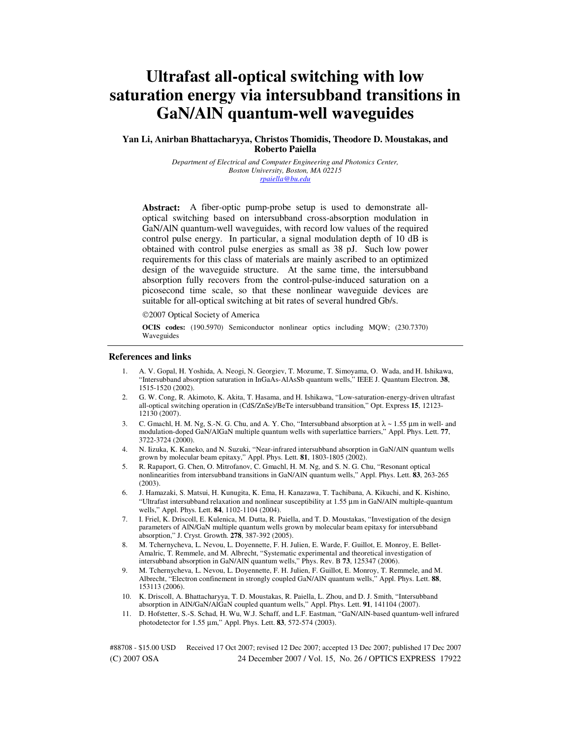# Ultrafast all-optical switching with low saturation energy via intersubband transitions in GaN/AlN quantum-well waveguides

**Yan Li, Anirban Bhattacharyya, Christos Thomidis, Theodore D. Moustakas, and Roberto Paiella**

*Department of Electrical and Computer Engineering and Photonics Center,*
*Boston University, Boston, MA 02215*
*rpaiella@bu.edu*

**Abstract:** A fiber-optic pump-probe setup is used to demonstrate all-optical switching based on intersubband cross-absorption modulation in GaN/AlN quantum-well waveguides, with record low values of the required control pulse energy. In particular, a signal modulation depth of 10 dB is obtained with control pulse energies as small as 38 pJ. Such low power requirements for this class of materials are mainly ascribed to an optimized design of the waveguide structure. At the same time, the intersubband absorption fully recovers from the control-pulse-induced saturation on a picosecond time scale, so that these nonlinear waveguide devices are suitable for all-optical switching at bit rates of several hundred Gb/s.

©2007 Optical Society of America

**OCIS codes:** (190.5970) Semiconductor nonlinear optics including MQW; (230.7370) Waveguides

## References and links

1. A. V. Gopal, H. Yoshida, A. Neogi, N. Georgiev, T. Mozume, T. Simoyama, O. Wada, and H. Ishikawa, "Intersubband absorption saturation in InGaAs-AlAsSb quantum wells," IEEE J. Quantum Electron. **38**, 1515-1520 (2002).
2. G. W. Cong, R. Akimoto, K. Akita, T. Hasama, and H. Ishikawa, "Low-saturation-energy-driven ultrafast all-optical switching operation in (CdS/ZnSe)/BeTe intersubband transition," Opt. Express **15**, 12123-12130 (2007).
3. C. Gmachl, H. M. Ng, S.-N. G. Chu, and A. Y. Cho, "Intersubband absorption at $\lambda \sim 1.55$ µm in well- and modulation-doped GaN/AlGaN multiple quantum wells with superlattice barriers," Appl. Phys. Lett. **77**, 3722-3724 (2000).
4. N. Iizuka, K. Kaneko, and N. Suzuki, "Near-infrared intersubband absorption in GaN/AlN quantum wells grown by molecular beam epitaxy," Appl. Phys. Lett. **81**, 1803-1805 (2002).
5. R. Rapaport, G. Chen, O. Mitrofanov, C. Gmachl, H. M. Ng, and S. N. G. Chu, "Resonant optical nonlinearities from intersubband transitions in GaN/AlN quantum wells," Appl. Phys. Lett. **83**, 263-265 (2003).
6. J. Hamazaki, S. Matsui, H. Kunugita, K. Ema, H. Kanazawa, T. Tachibana, A. Kikuchi, and K. Kishino, "Ultrafast intersubband relaxation and nonlinear susceptibility at 1.55 µm in GaN/AlN multiple-quantum wells," Appl. Phys. Lett. **84**, 1102-1104 (2004).
7. I. Friel, K. Driscoll, E. Kulenica, M. Dutta, R. Paiella, and T. D. Moustakas, "Investigation of the design parameters of AlN/GaN multiple quantum wells grown by molecular beam epitaxy for intersubband absorption," J. Cryst. Growth. **278**, 387-392 (2005).
8. M. Tchernycheva, L. Nevou, L. Doyennette, F. H. Julien, E. Warde, F. Guillot, E. Monroy, E. Bellet-Amalric, T. Remmele, and M. Albrecht, "Systematic experimental and theoretical investigation of intersubband absorption in GaN/AlN quantum wells," Phys. Rev. B **73**, 125347 (2006).
9. M. Tchernycheva, L. Nevou, L. Doyennette, F. H. Julien, F. Guillot, E. Monroy, T. Remmele, and M. Albrecht, "Electron confinement in strongly coupled GaN/AlN quantum wells," Appl. Phys. Lett. **88**, 153113 (2006).
10. K. Driscoll, A. Bhattacharyya, T. D. Moustakas, R. Paiella, L. Zhou, and D. J. Smith, "Intersubband absorption in AlN/GaN/AlGaN coupled quantum wells," Appl. Phys. Lett. **91**, 141104 (2007).
11. D. Hofstetter, S.-S. Schad, H. Wu, W.J. Schaff, and L.F. Eastman, "GaN/AlN-based quantum-well infrared photodetector for 1.55 µm," Appl. Phys. Lett. **83**, 572-574 (2003).

#88708 - $15.00 USD Received 17 Oct 2007; revised 12 Dec 2007; accepted 13 Dec 2007; published 17 Dec 2007
(C) 2007 OSA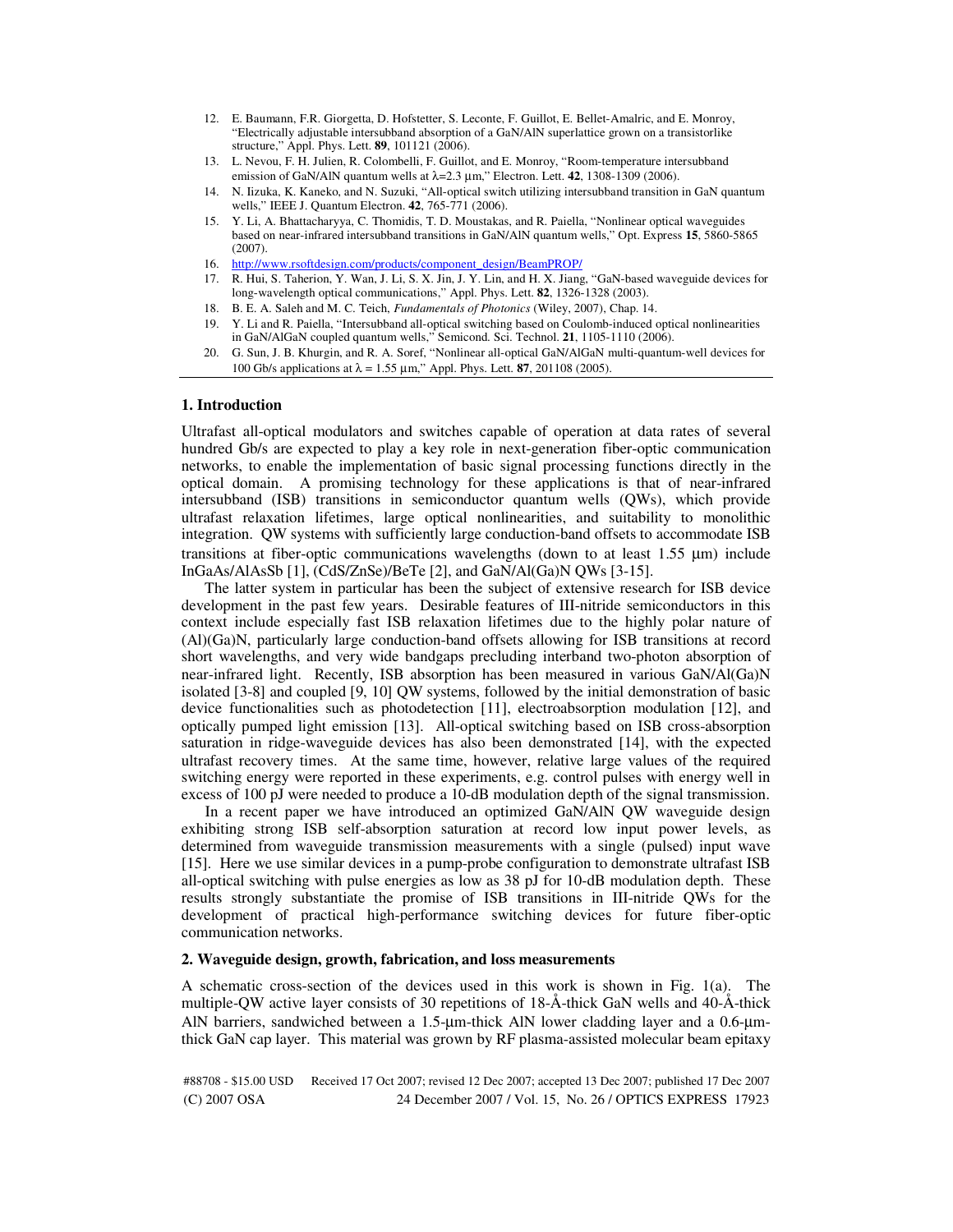12. E. Baumann, F.R. Giorgetta, D. Hofstetter, S. Leconte, F. Guillot, E. Bellet-Amalric, and E. Monroy, "Electrically adjustable intersubband absorption of a GaN/AlN superlattice grown on a transistorlike structure," Appl. Phys. Lett. **89**, 101121 (2006).
13. L. Nevou, F. H. Julien, R. Colombelli, F. Guillot, and E. Monroy, "Room-temperature intersubband emission of GaN/AlN quantum wells at λ=2.3 µm," Electron. Lett. **42**, 1308-1309 (2006).
14. N. Iizuka, K. Kaneko, and N. Suzuki, "All-optical switch utilizing intersubband transition in GaN quantum wells," IEEE J. Quantum Electron. **42**, 765-771 (2006).
15. Y. Li, A. Bhattacharyya, C. Thomidis, T. D. Moustakas, and R. Paiella, "Nonlinear optical waveguides based on near-infrared intersubband transitions in GaN/AlN quantum wells," Opt. Express **15**, 5860-5865 (2007).
16. http://www.rsoftdesign.com/products/component_design/BeamPROP/
17. R. Hui, S. Taherion, Y. Wan, J. Li, S. X. Jin, J. Y. Lin, and H. X. Jiang, "GaN-based waveguide devices for long-wavelength optical communications," Appl. Phys. Lett. **82**, 1326-1328 (2003).
18. B. E. A. Saleh and M. C. Teich, *Fundamentals of Photonics* (Wiley, 2007), Chap. 14.
19. Y. Li and R. Paiella, "Intersubband all-optical switching based on Coulomb-induced optical nonlinearities in GaN/AlGaN coupled quantum wells," Semicond. Sci. Technol. **21**, 1105-1110 (2006).
20. G. Sun, J. B. Khurgin, and R. A. Soref, "Nonlinear all-optical GaN/AlGaN multi-quantum-well devices for 100 Gb/s applications at λ = 1.55 µm," Appl. Phys. Lett. **87**, 201108 (2005).

## 1. Introduction

Ultrafast all-optical modulators and switches capable of operation at data rates of several hundred Gb/s are expected to play a key role in next-generation fiber-optic communication networks, to enable the implementation of basic signal processing functions directly in the optical domain. A promising technology for these applications is that of near-infrared intersubband (ISB) transitions in semiconductor quantum wells (QWs), which provide ultrafast relaxation lifetimes, large optical nonlinearities, and suitability to monolithic integration. QW systems with sufficiently large conduction-band offsets to accommodate ISB transitions at fiber-optic communications wavelengths (down to at least 1.55 µm) include InGaAs/AlAsSb [1], (CdS/ZnSe)/BeTe [2], and GaN/Al(Ga)N QWs [3-15].

The latter system in particular has been the subject of extensive research for ISB device development in the past few years. Desirable features of III-nitride semiconductors in this context include especially fast ISB relaxation lifetimes due to the highly polar nature of (Al)(Ga)N, particularly large conduction-band offsets allowing for ISB transitions at record short wavelengths, and very wide bandgaps precluding interband two-photon absorption of near-infrared light. Recently, ISB absorption has been measured in various GaN/Al(Ga)N isolated [3-8] and coupled [9, 10] QW systems, followed by the initial demonstration of basic device functionalities such as photodetection [11], electroabsorption modulation [12], and optically pumped light emission [13]. All-optical switching based on ISB cross-absorption saturation in ridge-waveguide devices has also been demonstrated [14], with the expected ultrafast recovery times. At the same time, however, relative large values of the required switching energy were reported in these experiments, e.g. control pulses with energy well in excess of 100 pJ were needed to produce a 10-dB modulation depth of the signal transmission.

In a recent paper we have introduced an optimized GaN/AlN QW waveguide design exhibiting strong ISB self-absorption saturation at record low input power levels, as determined from waveguide transmission measurements with a single (pulsed) input wave [15]. Here we use similar devices in a pump-probe configuration to demonstrate ultrafast ISB all-optical switching with pulse energies as low as 38 pJ for 10-dB modulation depth. These results strongly substantiate the promise of ISB transitions in III-nitride QWs for the development of practical high-performance switching devices for future fiber-optic communication networks.

## 2. Waveguide design, growth, fabrication, and loss measurements

A schematic cross-section of the devices used in this work is shown in Fig. 1(a). The multiple-QW active layer consists of 30 repetitions of 18-Å-thick GaN wells and 40-Å-thick AlN barriers, sandwiched between a 1.5-µm-thick AlN lower cladding layer and a 0.6-µm-thick GaN cap layer. This material was grown by RF plasma-assisted molecular beam epitaxy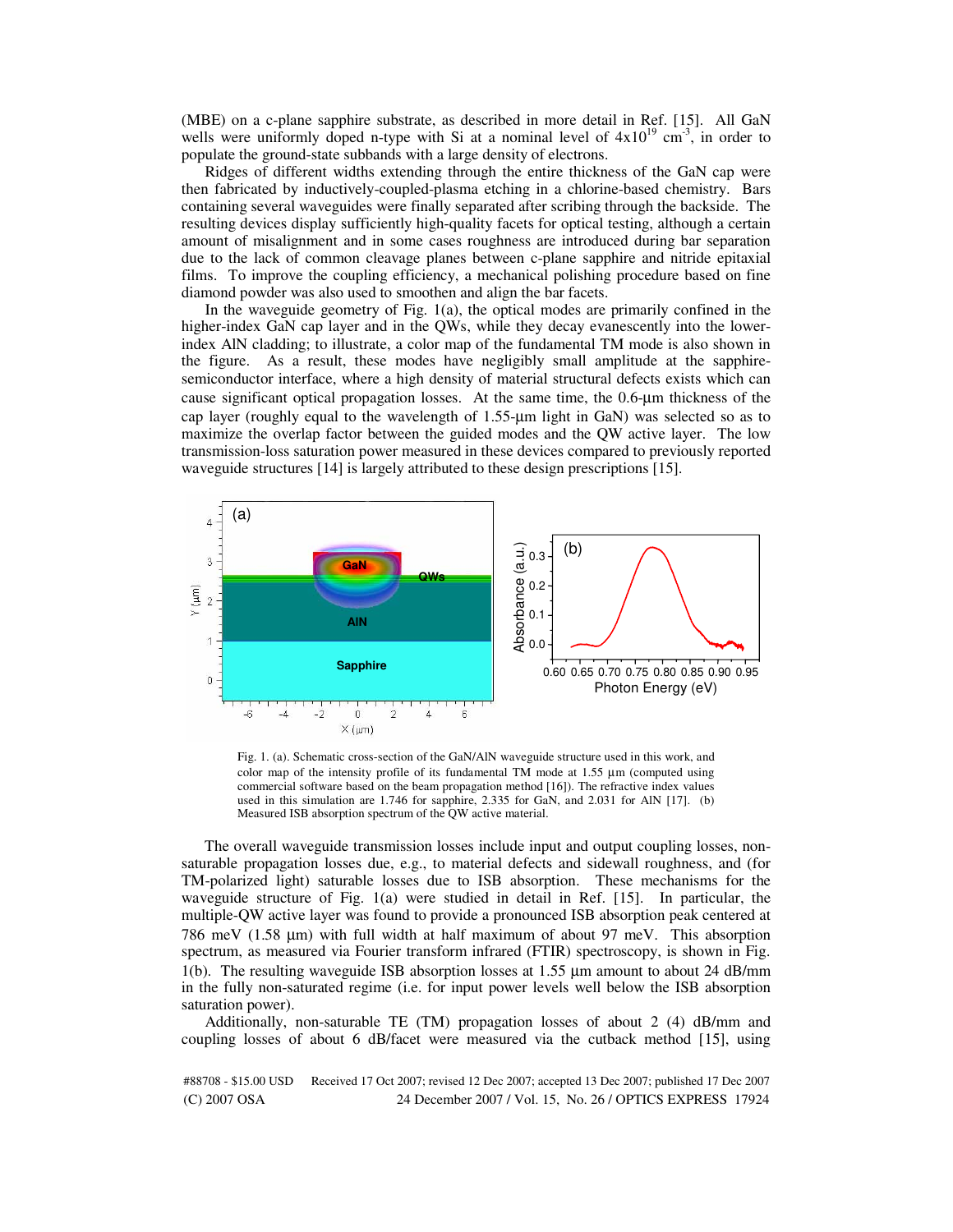(MBE) on a c-plane sapphire substrate, as described in more detail in Ref. [15]. All GaN wells were uniformly doped n-type with Si at a nominal level of $4 \times 10^{19}$ $cm^{-3}$, in order to populate the ground-state subbands with a large density of electrons.

Ridges of different widths extending through the entire thickness of the GaN cap were then fabricated by inductively-coupled-plasma etching in a chlorine-based chemistry. Bars containing several waveguides were finally separated after scribing through the backside. The resulting devices display sufficiently high-quality facets for optical testing, although a certain amount of misalignment and in some cases roughness are introduced during bar separation due to the lack of common cleavage planes between c-plane sapphire and nitride epitaxial films. To improve the coupling efficiency, a mechanical polishing procedure based on fine diamond powder was also used to smoothen and align the bar facets.

In the waveguide geometry of Fig. 1(a), the optical modes are primarily confined in the higher-index GaN cap layer and in the QWs, while they decay evanescently into the lower-index AlN cladding; to illustrate, a color map of the fundamental TM mode is also shown in the figure. As a result, these modes have negligibly small amplitude at the sapphire-semiconductor interface, where a high density of material structural defects exists which can cause significant optical propagation losses. At the same time, the 0.6-µm thickness of the cap layer (roughly equal to the wavelength of 1.55-µm light in GaN) was selected so as to maximize the overlap factor between the guided modes and the QW active layer. The low transmission-loss saturation power measured in these devices compared to previously reported waveguide structures [14] is largely attributed to these design prescriptions [15].

Fig. 1. (a). Schematic cross-section of the GaN/AlN waveguide structure used in this work, and color map of the intensity profile of its fundamental TM mode at 1.55 µm (computed using commercial software based on the beam propagation method [16]). The refractive index values used in this simulation are 1.746 for sapphire, 2.335 for GaN, and 2.031 for AlN [17]. (b) Measured ISB absorption spectrum of the QW active material.

The overall waveguide transmission losses include input and output coupling losses, non-saturable propagation losses due, e.g., to material defects and sidewall roughness, and (for TM-polarized light) saturable losses due to ISB absorption. These mechanisms for the waveguide structure of Fig. 1(a) were studied in detail in Ref. [15]. In particular, the multiple-QW active layer was found to provide a pronounced ISB absorption peak centered at 786 meV (1.58 µm) with full width at half maximum of about 97 meV. This absorption spectrum, as measured via Fourier transform infrared (FTIR) spectroscopy, is shown in Fig. 1(b). The resulting waveguide ISB absorption losses at 1.55 µm amount to about 24 dB/mm in the fully non-saturated regime (i.e. for input power levels well below the ISB absorption saturation power).

Additionally, non-saturable TE (TM) propagation losses of about 2 (4) dB/mm and coupling losses of about 6 dB/facet were measured via the cutback method [15], using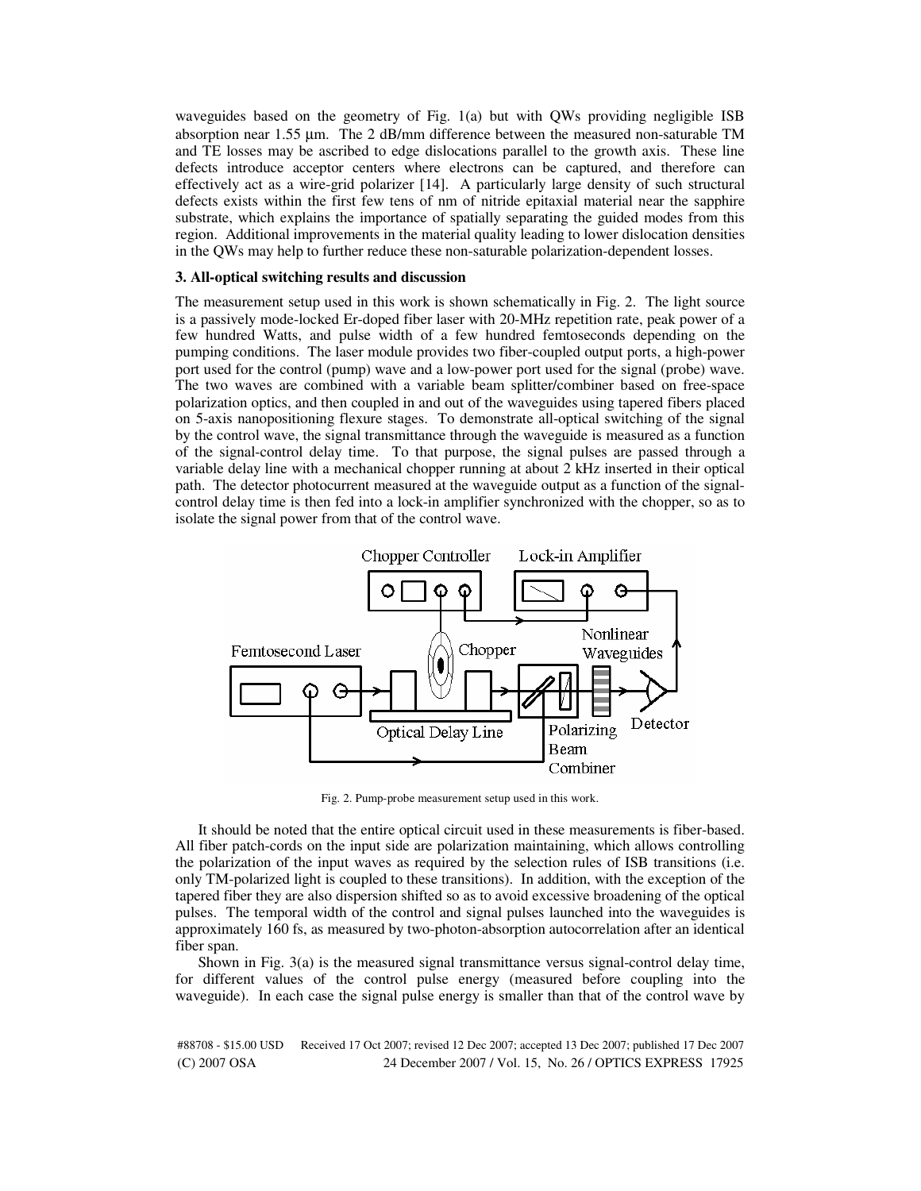waveguides based on the geometry of Fig. 1(a) but with QWs providing negligible ISB absorption near 1.55 μm. The 2 dB/mm difference between the measured non-saturable TM and TE losses may be ascribed to edge dislocations parallel to the growth axis. These line defects introduce acceptor centers where electrons can be captured, and therefore can effectively act as a wire-grid polarizer [14]. A particularly large density of such structural defects exists within the first few tens of nm of nitride epitaxial material near the sapphire substrate, which explains the importance of spatially separating the guided modes from this region. Additional improvements in the material quality leading to lower dislocation densities in the QWs may help to further reduce these non-saturable polarization-dependent losses.

### 3. All-optical switching results and discussion

The measurement setup used in this work is shown schematically in Fig. 2. The light source is a passively mode-locked Er-doped fiber laser with 20-MHz repetition rate, peak power of a few hundred Watts, and pulse width of a few hundred femtoseconds depending on the pumping conditions. The laser module provides two fiber-coupled output ports, a high-power port used for the control (pump) wave and a low-power port used for the signal (probe) wave. The two waves are combined with a variable beam splitter/combiner based on free-space polarization optics, and then coupled in and out of the waveguides using tapered fibers placed on 5-axis nanopositioning flexure stages. To demonstrate all-optical switching of the signal by the control wave, the signal transmittance through the waveguide is measured as a function of the signal-control delay time. To that purpose, the signal pulses are passed through a variable delay line with a mechanical chopper running at about 2 kHz inserted in their optical path. The detector photocurrent measured at the waveguide output as a function of the signal-control delay time is then fed into a lock-in amplifier synchronized with the chopper, so as to isolate the signal power from that of the control wave.

Fig. 2. Pump-probe measurement setup used in this work.

It should be noted that the entire optical circuit used in these measurements is fiber-based. All fiber patch-cords on the input side are polarization maintaining, which allows controlling the polarization of the input waves as required by the selection rules of ISB transitions (i.e. only TM-polarized light is coupled to these transitions). In addition, with the exception of the tapered fiber they are also dispersion shifted so as to avoid excessive broadening of the optical pulses. The temporal width of the control and signal pulses launched into the waveguides is approximately 160 fs, as measured by two-photon-absorption autocorrelation after an identical fiber span.

Shown in Fig. 3(a) is the measured signal transmittance versus signal-control delay time, for different values of the control pulse energy (measured before coupling into the waveguide). In each case the signal pulse energy is smaller than that of the control wave by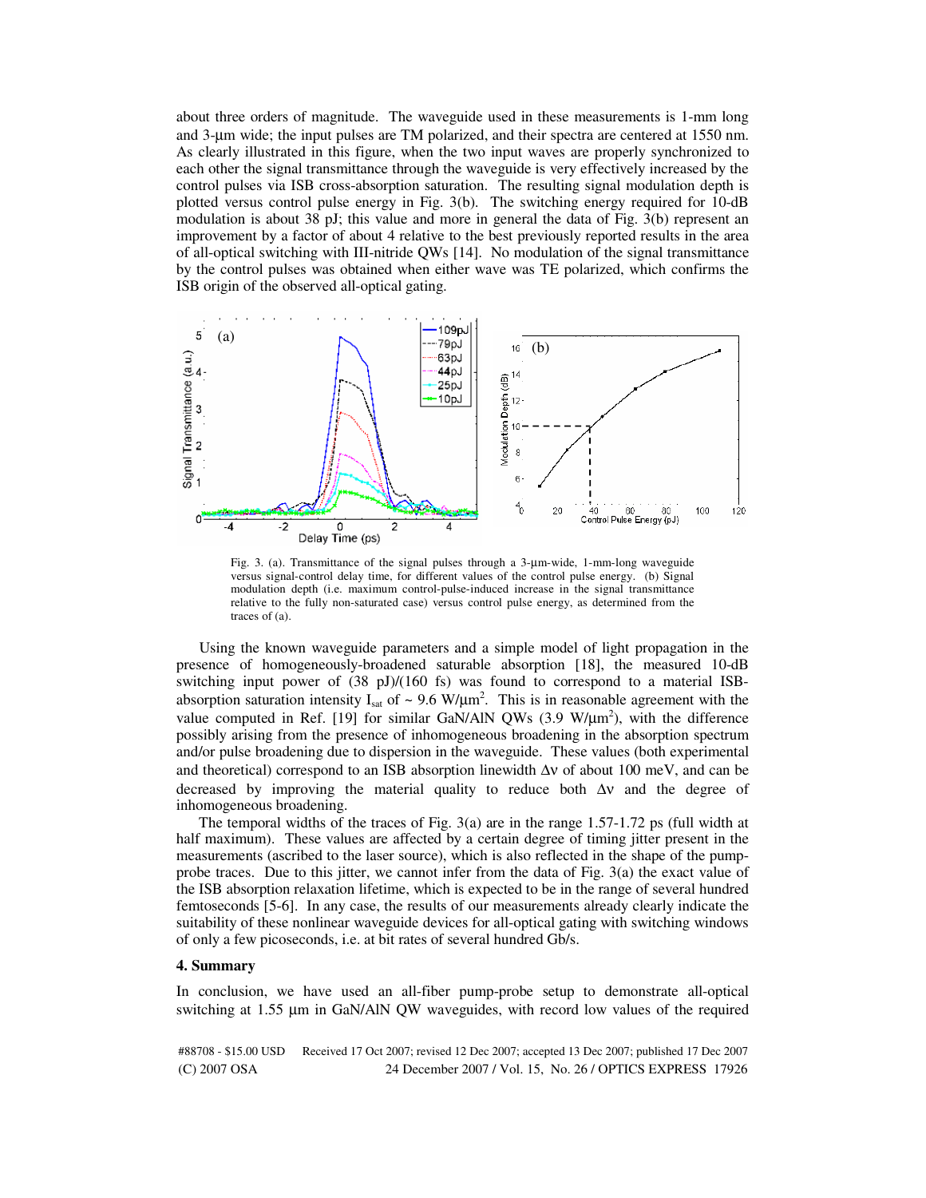about three orders of magnitude. The waveguide used in these measurements is 1-mm long and 3-μm wide; the input pulses are TM polarized, and their spectra are centered at 1550 nm. As clearly illustrated in this figure, when the two input waves are properly synchronized to each other the signal transmittance through the waveguide is very effectively increased by the control pulses via ISB cross-absorption saturation. The resulting signal modulation depth is plotted versus control pulse energy in Fig. 3(b). The switching energy required for 10-dB modulation is about 38 pJ; this value and more in general the data of Fig. 3(b) represent an improvement by a factor of about 4 relative to the best previously reported results in the area of all-optical switching with III-nitride QWs [14]. No modulation of the signal transmittance by the control pulses was obtained when either wave was TE polarized, which confirms the ISB origin of the observed all-optical gating.

Fig. 3. (a). Transmittance of the signal pulses through a 3-μm-wide, 1-mm-long waveguide versus signal-control delay time, for different values of the control pulse energy. (b) Signal modulation depth (i.e. maximum control-pulse-induced increase in the signal transmittance relative to the fully non-saturated case) versus control pulse energy, as determined from the traces of (a).

Using the known waveguide parameters and a simple model of light propagation in the presence of homogeneously-broadened saturable absorption [18], the measured 10-dB switching input power of (38 pJ)/(160 fs) was found to correspond to a material ISB-absorption saturation intensity $I_{sat}$ of ~ 9.6 W/μm$^2$. This is in reasonable agreement with the value computed in Ref. [19] for similar GaN/AlN QWs (3.9 W/μm$^2$), with the difference possibly arising from the presence of inhomogeneous broadening in the absorption spectrum and/or pulse broadening due to dispersion in the waveguide. These values (both experimental and theoretical) correspond to an ISB absorption linewidth $\Delta\nu$ of about 100 meV, and can be decreased by improving the material quality to reduce both $\Delta\nu$ and the degree of inhomogeneous broadening.

The temporal widths of the traces of Fig. 3(a) are in the range 1.57-1.72 ps (full width at half maximum). These values are affected by a certain degree of timing jitter present in the measurements (ascribed to the laser source), which is also reflected in the shape of the pump-probe traces. Due to this jitter, we cannot infer from the data of Fig. 3(a) the exact value of the ISB absorption relaxation lifetime, which is expected to be in the range of several hundred femtoseconds [5-6]. In any case, the results of our measurements already clearly indicate the suitability of these nonlinear waveguide devices for all-optical gating with switching windows of only a few picoseconds, i.e. at bit rates of several hundred Gb/s.

## 4. Summary

In conclusion, we have used an all-fiber pump-probe setup to demonstrate all-optical switching at 1.55 μm in GaN/AlN QW waveguides, with record low values of the required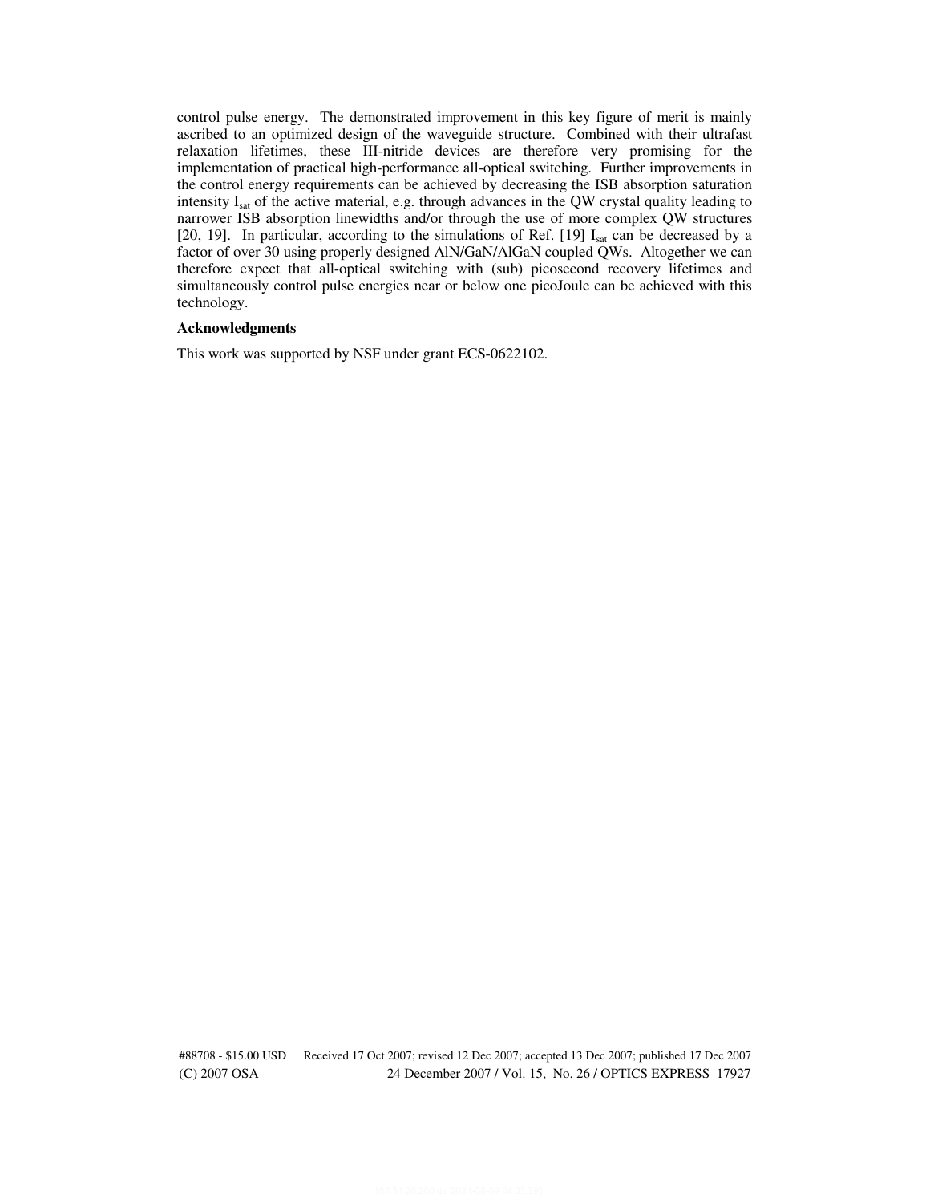control pulse energy. The demonstrated improvement in this key figure of merit is mainly ascribed to an optimized design of the waveguide structure. Combined with their ultrafast relaxation lifetimes, these III-nitride devices are therefore very promising for the implementation of practical high-performance all-optical switching. Further improvements in the control energy requirements can be achieved by decreasing the ISB absorption saturation intensity $I_{sat}$ of the active material, e.g. through advances in the QW crystal quality leading to narrower ISB absorption linewidths and/or through the use of more complex QW structures [20, 19]. In particular, according to the simulations of Ref. [19] $I_{sat}$ can be decreased by a factor of over 30 using properly designed AlN/GaN/AlGaN coupled QWs. Altogether we can therefore expect that all-optical switching with (sub) picosecond recovery lifetimes and simultaneously control pulse energies near or below one picoJoule can be achieved with this technology.

**Acknowledgments**

This work was supported by NSF under grant ECS-0622102.